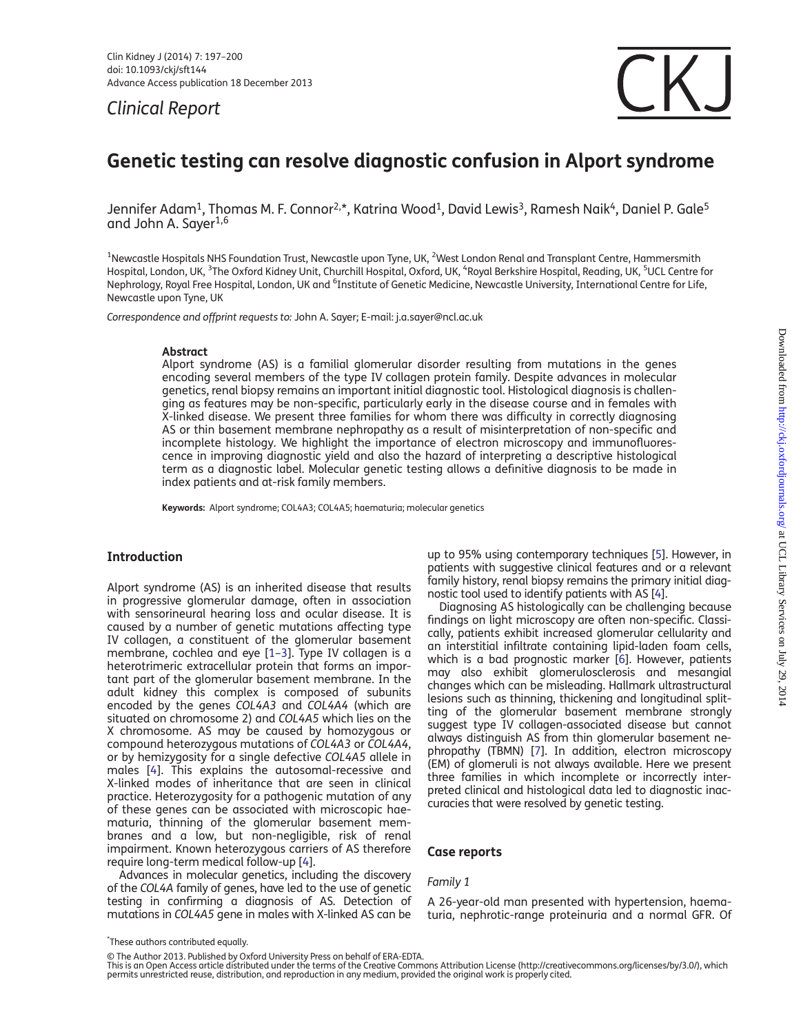*Clinical Report*

# Genetic testing can resolve diagnostic confusion in Alport syndrome

Jennifer Adam[1], Thomas M. F. Connor[2,*], Katrina Wood[1], David Lewis[3], Ramesh Naik[4], Daniel P. Gale[5] and John A. Sayer[1,6]

[1]Newcastle Hospitals NHS Foundation Trust, Newcastle upon Tyne, UK, [2]West London Renal and Transplant Centre, Hammersmith Hospital, London, UK, [3]The Oxford Kidney Unit, Churchill Hospital, Oxford, UK, [4]Royal Berkshire Hospital, Reading, UK, [5]UCL Centre for Nephrology, Royal Free Hospital, London, UK and [6]Institute of Genetic Medicine, Newcastle University, International Centre for Life, Newcastle upon Tyne, UK

*Correspondence and offprint requests to:* John A. Sayer; E-mail: j.a.sayer@ncl.ac.uk

**Abstract**

Alport syndrome (AS) is a familial glomerular disorder resulting from mutations in the genes encoding several members of the type IV collagen protein family. Despite advances in molecular genetics, renal biopsy remains an important initial diagnostic tool. Histological diagnosis is challenging as features may be non-specific, particularly early in the disease course and in females with X-linked disease. We present three families for whom there was difficulty in correctly diagnosing AS or thin basement membrane nephropathy as a result of misinterpretation of non-specific and incomplete histology. We highlight the importance of electron microscopy and immunofluorescence in improving diagnostic yield and also the hazard of interpreting a descriptive histological term as a diagnostic label. Molecular genetic testing allows a definitive diagnosis to be made in index patients and at-risk family members.

**Keywords:** Alport syndrome; COL4A3; COL4A5; haematuria; molecular genetics

## Introduction

Alport syndrome (AS) is an inherited disease that results in progressive glomerular damage, often in association with sensorineural hearing loss and ocular disease. It is caused by a number of genetic mutations affecting type IV collagen, a constituent of the glomerular basement membrane, cochlea and eye [1–3]. Type IV collagen is a heterotrimeric extracellular protein that forms an important part of the glomerular basement membrane. In the adult kidney this complex is composed of subunits encoded by the genes *COL4A3* and *COL4A4* (which are situated on chromosome 2) and *COL4A5* which lies on the X chromosome. AS may be caused by homozygous or compound heterozygous mutations of *COL4A3* or *COL4A4*, or by hemizygosity for a single defective *COL4A5* allele in males [4]. This explains the autosomal-recessive and X-linked modes of inheritance that are seen in clinical practice. Heterozygosity for a pathogenic mutation of any of these genes can be associated with microscopic haematuria, thinning of the glomerular basement membranes and a low, but non-negligible, risk of renal impairment. Known heterozygous carriers of AS therefore require long-term medical follow-up [4].

Advances in molecular genetics, including the discovery of the *COL4A* family of genes, have led to the use of genetic testing in confirming a diagnosis of AS. Detection of mutations in *COL4A5* gene in males with X-linked AS can be up to 95% using contemporary techniques [5]. However, in patients with suggestive clinical features and or a relevant family history, renal biopsy remains the primary initial diagnostic tool used to identify patients with AS [4].

Diagnosing AS histologically can be challenging because findings on light microscopy are often non-specific. Classically, patients exhibit increased glomerular cellularity and an interstitial infiltrate containing lipid-laden foam cells, which is a bad prognostic marker [6]. However, patients may also exhibit glomerulosclerosis and mesangial changes which can be misleading. Hallmark ultrastructural lesions such as thinning, thickening and longitudinal splitting of the glomerular basement membrane strongly suggest type IV collagen-associated disease but cannot always distinguish AS from thin glomerular basement nephropathy (TBMN) [7]. In addition, electron microscopy (EM) of glomeruli is not always available. Here we present three families in which incomplete or incorrectly interpreted clinical and histological data led to diagnostic inaccuracies that were resolved by genetic testing.

## Case reports

### *Family 1*

A 26-year-old man presented with hypertension, haematuria, nephrotic-range proteinuria and a normal GFR. Of

*These authors contributed equally.

© The Author 2013. Published by Oxford University Press on behalf of ERA-EDTA.
This is an Open Access article distributed under the terms of the Creative Commons Attribution License (http://creativecommons.org/licenses/by/3.0/), which permits unrestricted reuse, distribution, and reproduction in any medium, provided the original work is properly cited.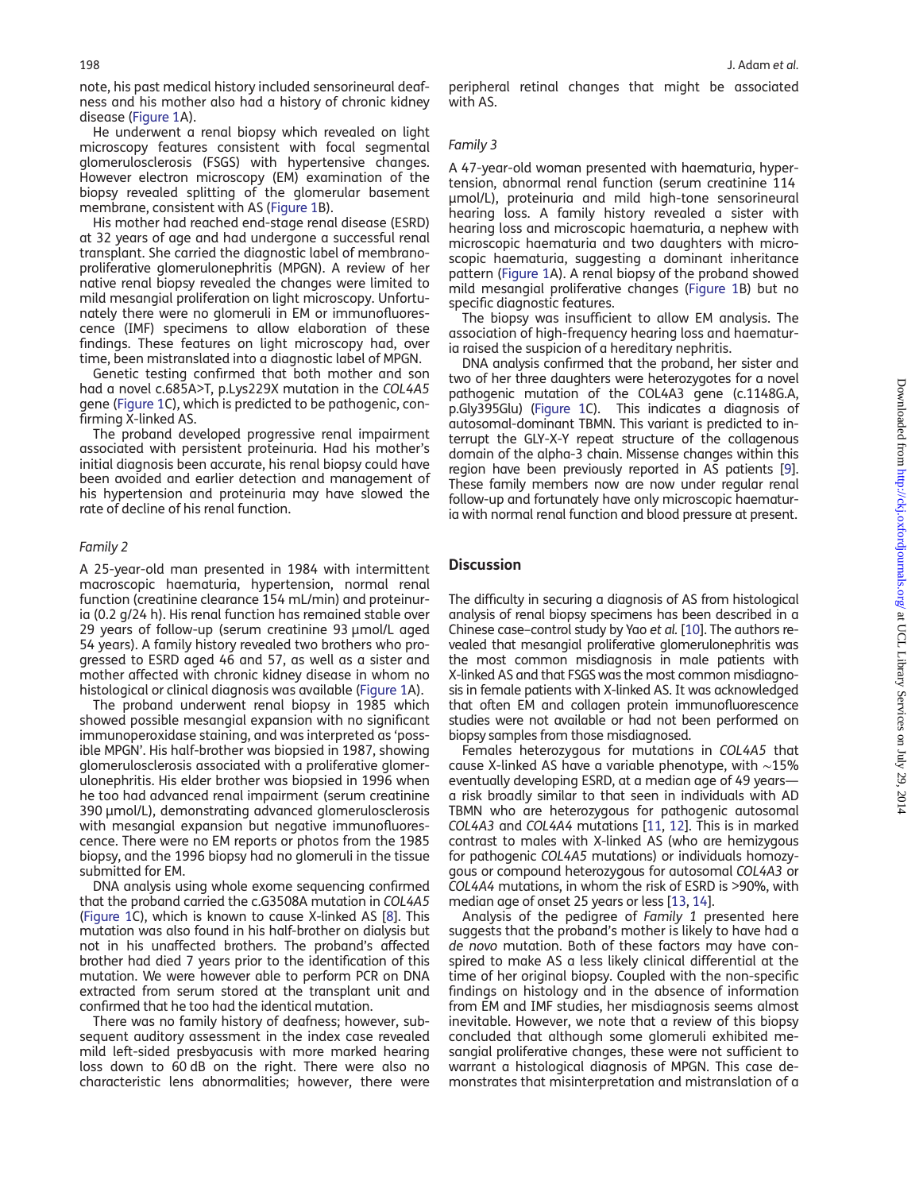note, his past medical history included sensorineural deafness and his mother also had a history of chronic kidney disease (Figure 1A).

He underwent a renal biopsy which revealed on light microscopy features consistent with focal segmental glomerulosclerosis (FSGS) with hypertensive changes. However electron microscopy (EM) examination of the biopsy revealed splitting of the glomerular basement membrane, consistent with AS (Figure 1B).

His mother had reached end-stage renal disease (ESRD) at 32 years of age and had undergone a successful renal transplant. She carried the diagnostic label of membranoproliferative glomerulonephritis (MPGN). A review of her native renal biopsy revealed the changes were limited to mild mesangial proliferation on light microscopy. Unfortunately there were no glomeruli in EM or immunofluorescence (IMF) specimens to allow elaboration of these findings. These features on light microscopy had, over time, been mistranslated into a diagnostic label of MPGN.

Genetic testing confirmed that both mother and son had a novel c.685A>T, p.Lys229X mutation in the *COL4A5* gene (Figure 1C), which is predicted to be pathogenic, confirming X-linked AS.

The proband developed progressive renal impairment associated with persistent proteinuria. Had his mother's initial diagnosis been accurate, his renal biopsy could have been avoided and earlier detection and management of his hypertension and proteinuria may have slowed the rate of decline of his renal function.

### *Family 2*

A 25-year-old man presented in 1984 with intermittent macroscopic haematuria, hypertension, normal renal function (creatinine clearance 154 mL/min) and proteinuria (0.2 g/24 h). His renal function has remained stable over 29 years of follow-up (serum creatinine 93 µmol/L aged 54 years). A family history revealed two brothers who progressed to ESRD aged 46 and 57, as well as a sister and mother affected with chronic kidney disease in whom no histological or clinical diagnosis was available (Figure 1A).

The proband underwent renal biopsy in 1985 which showed possible mesangial expansion with no significant immunoperoxidase staining, and was interpreted as 'possible MPGN'. His half-brother was biopsied in 1987, showing glomerulosclerosis associated with a proliferative glomerulonephritis. His elder brother was biopsied in 1996 when he too had advanced renal impairment (serum creatinine 390 µmol/L), demonstrating advanced glomerulosclerosis with mesangial expansion but negative immunofluorescence. There were no EM reports or photos from the 1985 biopsy, and the 1996 biopsy had no glomeruli in the tissue submitted for EM.

DNA analysis using whole exome sequencing confirmed that the proband carried the c.G3508A mutation in *COL4A5* (Figure 1C), which is known to cause X-linked AS [8]. This mutation was also found in his half-brother on dialysis but not in his unaffected brothers. The proband's affected brother had died 7 years prior to the identification of this mutation. We were however able to perform PCR on DNA extracted from serum stored at the transplant unit and confirmed that he too had the identical mutation.

There was no family history of deafness; however, subsequent auditory assessment in the index case revealed mild left-sided presbyacusis with more marked hearing loss down to 60 dB on the right. There were also no characteristic lens abnormalities; however, there were peripheral retinal changes that might be associated with AS.

### *Family 3*

A 47-year-old woman presented with haematuria, hypertension, abnormal renal function (serum creatinine 114 µmol/L), proteinuria and mild high-tone sensorineural hearing loss. A family history revealed a sister with hearing loss and microscopic haematuria, a nephew with microscopic haematuria and two daughters with microscopic haematuria, suggesting a dominant inheritance pattern (Figure 1A). A renal biopsy of the proband showed mild mesangial proliferative changes (Figure 1B) but no specific diagnostic features.

The biopsy was insufficient to allow EM analysis. The association of high-frequency hearing loss and haematuria raised the suspicion of a hereditary nephritis.

DNA analysis confirmed that the proband, her sister and two of her three daughters were heterozygotes for a novel pathogenic mutation of the COL4A3 gene (c.1148G.A, p.Gly395Glu) (Figure 1C). This indicates a diagnosis of autosomal-dominant TBMN. This variant is predicted to interrupt the GLY-X-Y repeat structure of the collagenous domain of the alpha-3 chain. Missense changes within this region have been previously reported in AS patients [9]. These family members now are now under regular renal follow-up and fortunately have only microscopic haematuria with normal renal function and blood pressure at present.

## Discussion

The difficulty in securing a diagnosis of AS from histological analysis of renal biopsy specimens has been described in a Chinese case–control study by Yao *et al.* [10]. The authors revealed that mesangial proliferative glomerulonephritis was the most common misdiagnosis in male patients with X-linked AS and that FSGS was the most common misdiagnosis in female patients with X-linked AS. It was acknowledged that often EM and collagen protein immunofluorescence studies were not available or had not been performed on biopsy samples from those misdiagnosed.

Females heterozygous for mutations in *COL4A5* that cause X-linked AS have a variable phenotype, with ∼15% eventually developing ESRD, at a median age of 49 years—a risk broadly similar to that seen in individuals with AD TBMN who are heterozygous for pathogenic autosomal *COL4A3* and *COL4A4* mutations [11, 12]. This is in marked contrast to males with X-linked AS (who are hemizygous for pathogenic *COL4A5* mutations) or individuals homozygous or compound heterozygous for autosomal *COL4A3* or *COL4A4* mutations, in whom the risk of ESRD is >90%, with median age of onset 25 years or less [13, 14].

Analysis of the pedigree of *Family 1* presented here suggests that the proband's mother is likely to have had a *de novo* mutation. Both of these factors may have conspired to make AS a less likely clinical differential at the time of her original biopsy. Coupled with the non-specific findings on histology and in the absence of information from EM and IMF studies, her misdiagnosis seems almost inevitable. However, we note that a review of this biopsy concluded that although some glomeruli exhibited mesangial proliferative changes, these were not sufficient to warrant a histological diagnosis of MPGN. This case demonstrates that misinterpretation and mistranslation of a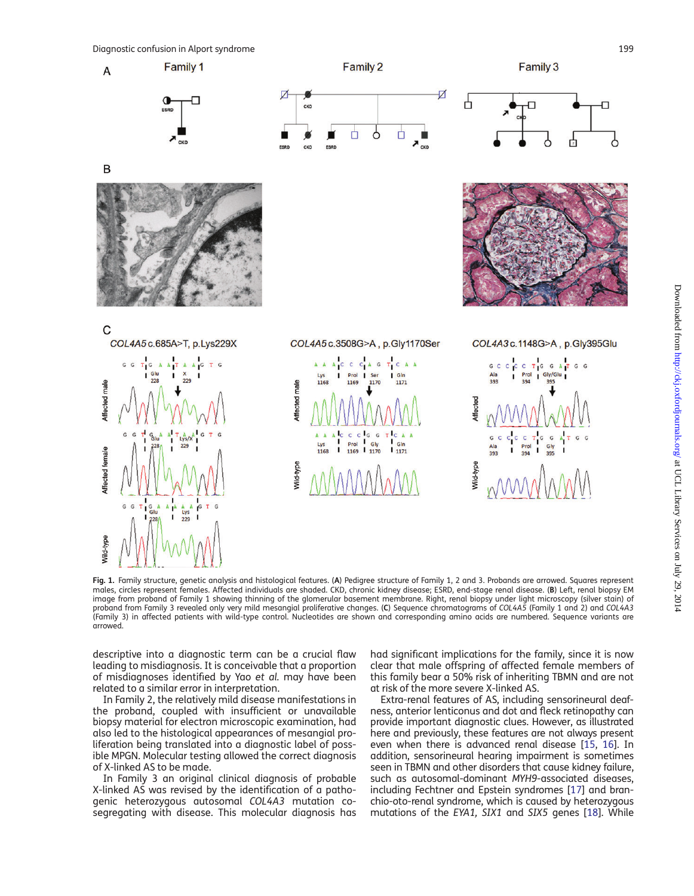Fig. 1. Family structure, genetic analysis and histological features. (**A**) Pedigree structure of Family 1, 2 and 3. Probands are arrowed. Squares represent males, circles represent females. Affected individuals are shaded. CKD, chronic kidney disease; ESRD, end-stage renal disease. (**B**) Left, renal biopsy EM image from proband of Family 1 showing thinning of the glomerular basement membrane. Right, renal biopsy under light microscopy (silver stain) of proband from Family 3 revealed only very mild mesangial proliferative changes. (**C**) Sequence chromatograms of *COL4A5* (Family 1 and 2) and *COL4A3* (Family 3) in affected patients with wild-type control. Nucleotides are shown and corresponding amino acids are numbered. Sequence variants are arrowed.

descriptive into a diagnostic term can be a crucial flaw leading to misdiagnosis. It is conceivable that a proportion of misdiagnoses identified by Yao *et al.* may have been related to a similar error in interpretation.

In Family 2, the relatively mild disease manifestations in the proband, coupled with insufficient or unavailable biopsy material for electron microscopic examination, had also led to the histological appearances of mesangial proliferation being translated into a diagnostic label of possible MPGN. Molecular testing allowed the correct diagnosis of X-linked AS to be made.

In Family 3 an original clinical diagnosis of probable X-linked AS was revised by the identification of a pathogenic heterozygous autosomal *COL4A3* mutation co-segregating with disease. This molecular diagnosis has had significant implications for the family, since it is now clear that male offspring of affected female members of this family bear a 50% risk of inheriting TBMN and are not at risk of the more severe X-linked AS.

Extra-renal features of AS, including sensorineural deafness, anterior lenticonus and dot and fleck retinopathy can provide important diagnostic clues. However, as illustrated here and previously, these features are not always present even when there is advanced renal disease [15, 16]. In addition, sensorineural hearing impairment is sometimes seen in TBMN and other disorders that cause kidney failure, such as autosomal-dominant *MYH9*-associated diseases, including Fechtner and Epstein syndromes [17] and branchio-oto-renal syndrome, which is caused by heterozygous mutations of the *EYA1, SIX1* and *SIX5* genes [18]. While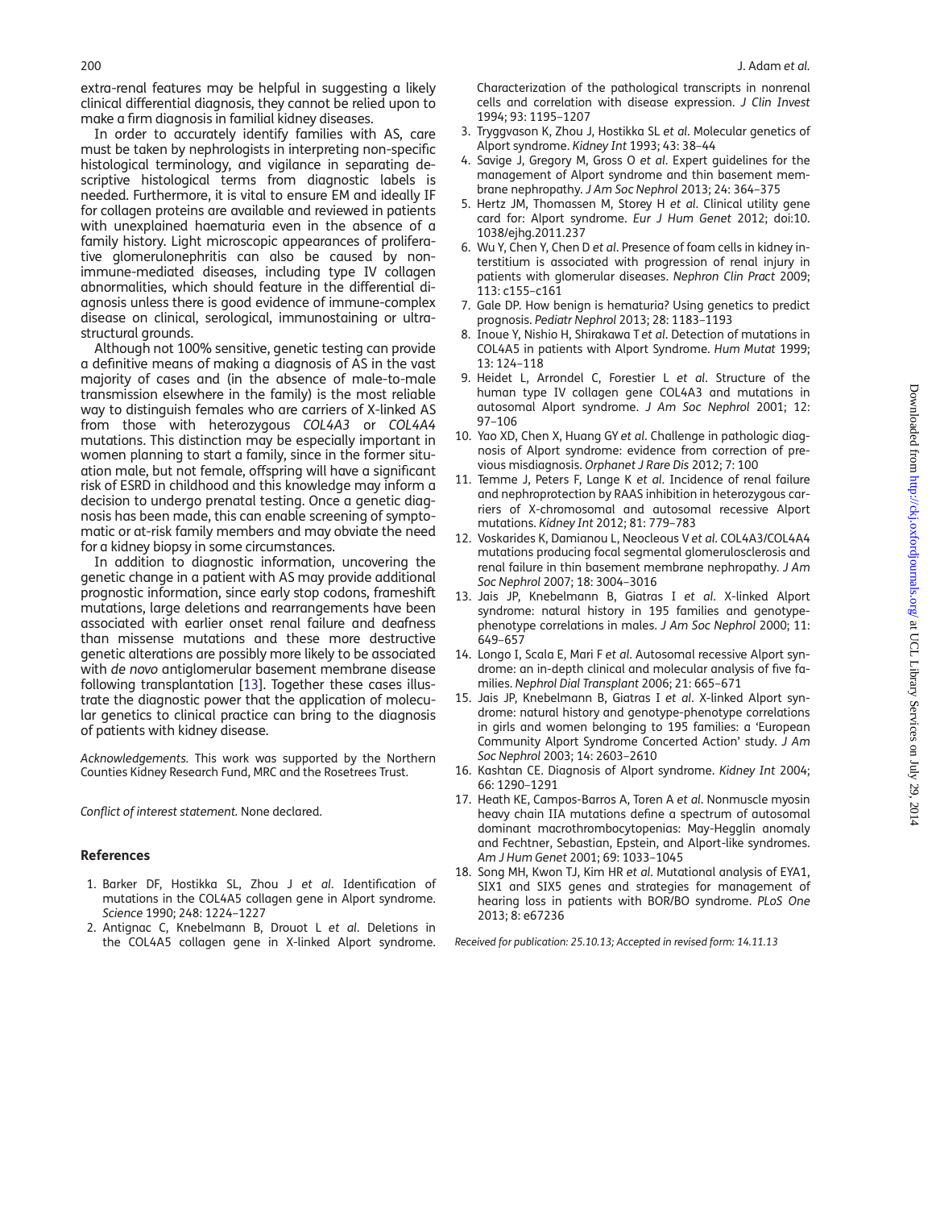extra-renal features may be helpful in suggesting a likely clinical differential diagnosis, they cannot be relied upon to make a firm diagnosis in familial kidney diseases.

In order to accurately identify families with AS, care must be taken by nephrologists in interpreting non-specific histological terminology, and vigilance in separating descriptive histological terms from diagnostic labels is needed. Furthermore, it is vital to ensure EM and ideally IF for collagen proteins are available and reviewed in patients with unexplained haematuria even in the absence of a family history. Light microscopic appearances of proliferative glomerulonephritis can also be caused by non-immune-mediated diseases, including type IV collagen abnormalities, which should feature in the differential diagnosis unless there is good evidence of immune-complex disease on clinical, serological, immunostaining or ultrastructural grounds.

Although not 100% sensitive, genetic testing can provide a definitive means of making a diagnosis of AS in the vast majority of cases and (in the absence of male-to-male transmission elsewhere in the family) is the most reliable way to distinguish females who are carriers of X-linked AS from those with heterozygous *COL4A3* or *COL4A4* mutations. This distinction may be especially important in women planning to start a family, since in the former situation male, but not female, offspring will have a significant risk of ESRD in childhood and this knowledge may inform a decision to undergo prenatal testing. Once a genetic diagnosis has been made, this can enable screening of symptomatic or at-risk family members and may obviate the need for a kidney biopsy in some circumstances.

In addition to diagnostic information, uncovering the genetic change in a patient with AS may provide additional prognostic information, since early stop codons, frameshift mutations, large deletions and rearrangements have been associated with earlier onset renal failure and deafness than missense mutations and these more destructive genetic alterations are possibly more likely to be associated with *de novo* antiglomerular basement membrane disease following transplantation [13]. Together these cases illustrate the diagnostic power that the application of molecular genetics to clinical practice can bring to the diagnosis of patients with kidney disease.

*Acknowledgements.* This work was supported by the Northern Counties Kidney Research Fund, MRC and the Rosetrees Trust.

*Conflict of interest statement.* None declared.

## References

1. Barker DF, Hostikka SL, Zhou J *et al*. Identification of mutations in the COL4A5 collagen gene in Alport syndrome. *Science* 1990; 248: 1224–1227
2. Antignac C, Knebelmann B, Drouot L *et al*. Deletions in the COL4A5 collagen gene in X-linked Alport syndrome. Characterization of the pathological transcripts in nonrenal cells and correlation with disease expression. *J Clin Invest* 1994; 93: 1195–1207
3. Tryggvason K, Zhou J, Hostikka SL *et al*. Molecular genetics of Alport syndrome. *Kidney Int* 1993; 43: 38–44
4. Savige J, Gregory M, Gross O *et al*. Expert guidelines for the management of Alport syndrome and thin basement membrane nephropathy. *J Am Soc Nephrol* 2013; 24: 364–375
5. Hertz JM, Thomassen M, Storey H *et al*. Clinical utility gene card for: Alport syndrome. *Eur J Hum Genet* 2012; doi:10.1038/ejhg.2011.237
6. Wu Y, Chen Y, Chen D *et al*. Presence of foam cells in kidney interstitium is associated with progression of renal injury in patients with glomerular diseases. *Nephron Clin Pract* 2009; 113: c155–c161
7. Gale DP. How benign is hematuria? Using genetics to predict prognosis. *Pediatr Nephrol* 2013; 28: 1183–1193
8. Inoue Y, Nishio H, Shirakawa T *et al*. Detection of mutations in COL4A5 in patients with Alport Syndrome. *Hum Mutat* 1999; 13: 124–118
9. Heidet L, Arrondel C, Forestier L *et al*. Structure of the human type IV collagen gene COL4A3 and mutations in autosomal Alport syndrome. *J Am Soc Nephrol* 2001; 12: 97–106
10. Yao XD, Chen X, Huang GY *et al*. Challenge in pathologic diagnosis of Alport syndrome: evidence from correction of previous misdiagnosis. *Orphanet J Rare Dis* 2012; 7: 100
11. Temme J, Peters F, Lange K *et al*. Incidence of renal failure and nephroprotection by RAAS inhibition in heterozygous carriers of X-chromosomal and autosomal recessive Alport mutations. *Kidney Int* 2012; 81: 779–783
12. Voskarides K, Damianou L, Neocleous V *et al*. COL4A3/COL4A4 mutations producing focal segmental glomerulosclerosis and renal failure in thin basement membrane nephropathy. *J Am Soc Nephrol* 2007; 18: 3004–3016
13. Jais JP, Knebelmann B, Giatras I *et al*. X-linked Alport syndrome: natural history in 195 families and genotype-phenotype correlations in males. *J Am Soc Nephrol* 2000; 11: 649–657
14. Longo I, Scala E, Mari F *et al*. Autosomal recessive Alport syndrome: an in-depth clinical and molecular analysis of five families. *Nephrol Dial Transplant* 2006; 21: 665–671
15. Jais JP, Knebelmann B, Giatras I *et al*. X-linked Alport syndrome: natural history and genotype-phenotype correlations in girls and women belonging to 195 families: a 'European Community Alport Syndrome Concerted Action' study. *J Am Soc Nephrol* 2003; 14: 2603–2610
16. Kashtan CE. Diagnosis of Alport syndrome. *Kidney Int* 2004; 66: 1290–1291
17. Heath KE, Campos-Barros A, Toren A *et al*. Nonmuscle myosin heavy chain IIA mutations define a spectrum of autosomal dominant macrothrombocytopenias: May-Hegglin anomaly and Fechtner, Sebastian, Epstein, and Alport-like syndromes. *Am J Hum Genet* 2001; 69: 1033–1045
18. Song MH, Kwon TJ, Kim HR *et al*. Mutational analysis of EYA1, SIX1 and SIX5 genes and strategies for management of hearing loss in patients with BOR/BO syndrome. *PLoS One* 2013; 8: e67236

*Received for publication: 25.10.13; Accepted in revised form: 14.11.13*